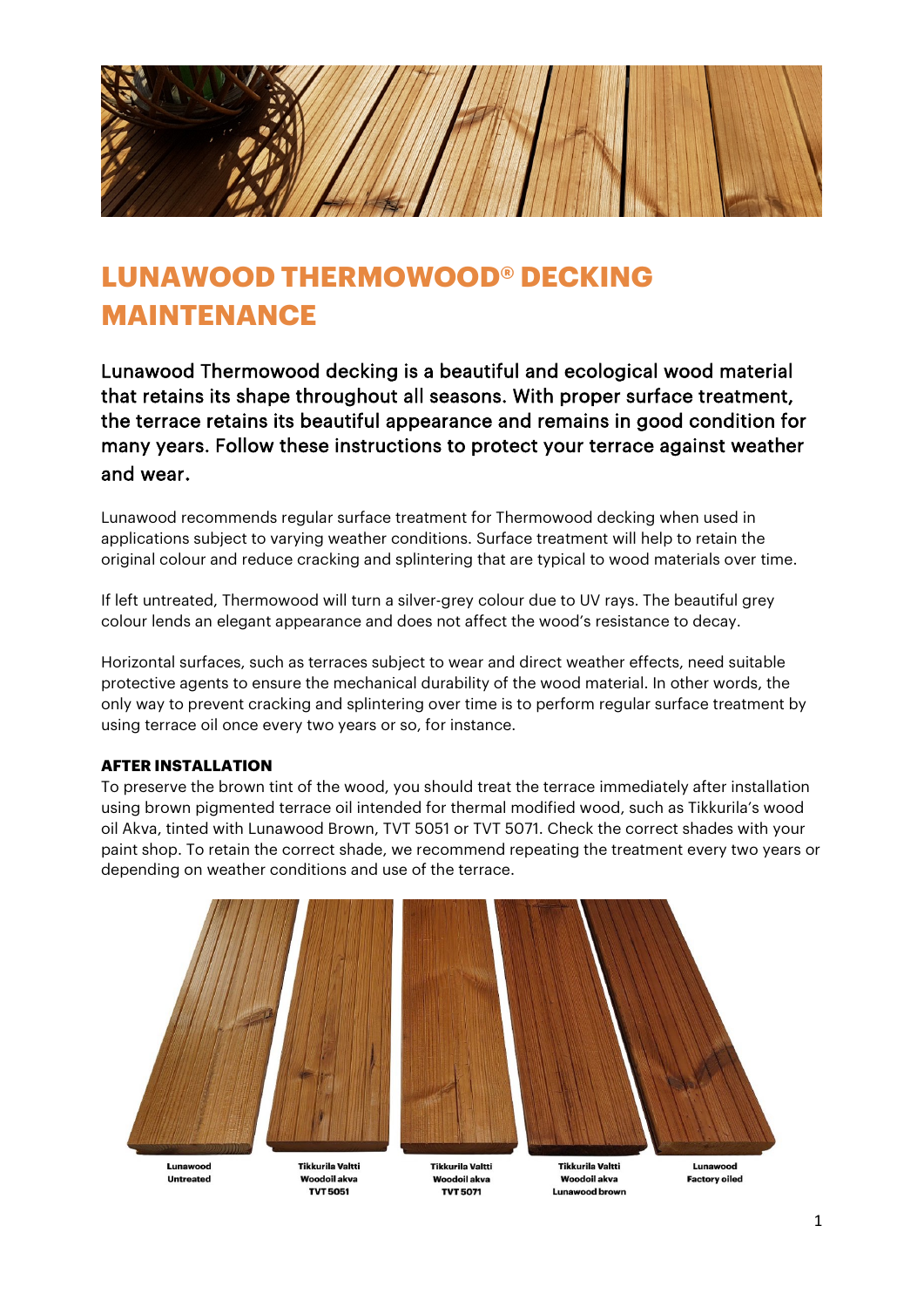# LUNAWOOD THERMOWOOD® DECKING MAINTENANCE

Lunawood Thermowood decking is a beautiful and ecological wood material that retains its shape throughout all seasons. With proper surface treatment, the terrace retains its beautiful appearance and remains in good condition for many years. Follow these instructions to protect your terrace against weather and wear.

Lunawood recommends regular surface treatment for Thermowood decking when used in applications subject to varying weather conditions. Surface treatment will help to retain the original colour and reduce cracking and splintering that are typical to wood materials over time.

If left untreated, Thermowood will turn a silver-grey colour due to UV rays. The beautiful grey colour lends an elegant appearance and does not affect the wood's resistance to decay.

Horizontal surfaces, such as terraces subject to wear and direct weather effects, need suitable protective agents to ensure the mechanical durability of the wood material. In other words, the only way to prevent cracking and splintering over time is to perform regular surface treatment by using terrace oil once every two years or so, for instance.

**AFTER INSTALLATION**

To preserve the brown tint of the wood, you should treat the terrace immediately after installation using brown pigmented terrace oil intended for thermal modified wood, such as Tikkurila's wood oil Akva, tinted with Lunawood Brown, TVT 5051 or TVT 5071. Check the correct shades with your paint shop. To retain the correct shade, we recommend repeating the treatment every two years or depending on weather conditions and use of the terrace.

Lunawood Untreated | Tikkurila Valtti Woodoil akva TVT 5051 | Tikkurila Valtti Woodoil akva TVT 5071 | Tikkurila Valtti Woodoil akva Lunawood brown | Lunawood Factory oiled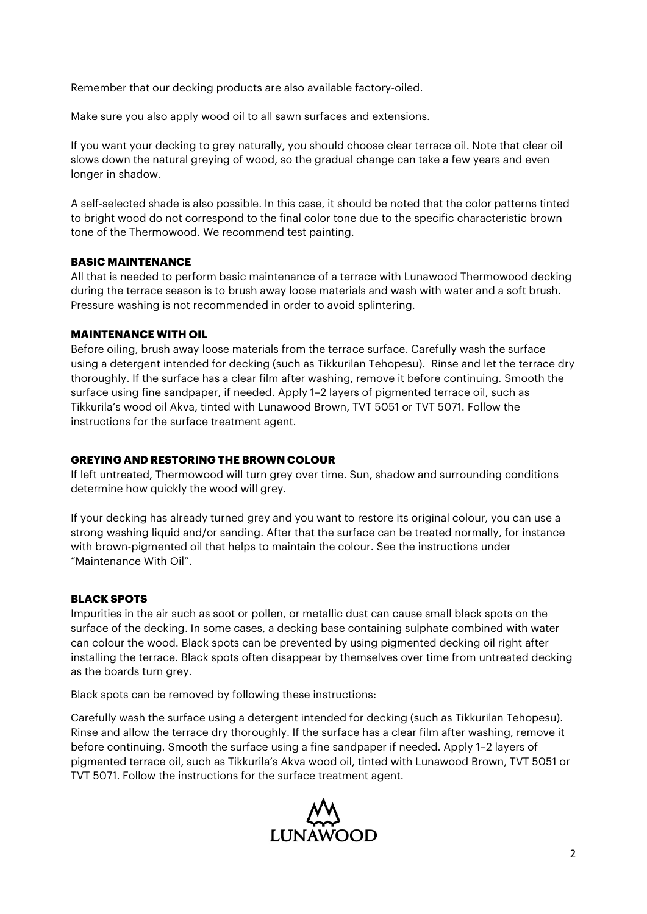Remember that our decking products are also available factory-oiled.

Make sure you also apply wood oil to all sawn surfaces and extensions.

If you want your decking to grey naturally, you should choose clear terrace oil. Note that clear oil slows down the natural greying of wood, so the gradual change can take a few years and even longer in shadow.

A self-selected shade is also possible. In this case, it should be noted that the color patterns tinted to bright wood do not correspond to the final color tone due to the specific characteristic brown tone of the Thermowood. We recommend test painting.

### BASIC MAINTENANCE

All that is needed to perform basic maintenance of a terrace with Lunawood Thermowood decking during the terrace season is to brush away loose materials and wash with water and a soft brush. Pressure washing is not recommended in order to avoid splintering.

### MAINTENANCE WITH OIL

Before oiling, brush away loose materials from the terrace surface. Carefully wash the surface using a detergent intended for decking (such as Tikkurilan Tehopesu). Rinse and let the terrace dry thoroughly. If the surface has a clear film after washing, remove it before continuing. Smooth the surface using fine sandpaper, if needed. Apply 1–2 layers of pigmented terrace oil, such as Tikkurila's wood oil Akva, tinted with Lunawood Brown, TVT 5051 or TVT 5071. Follow the instructions for the surface treatment agent.

### GREYING AND RESTORING THE BROWN COLOUR

If left untreated, Thermowood will turn grey over time. Sun, shadow and surrounding conditions determine how quickly the wood will grey.

If your decking has already turned grey and you want to restore its original colour, you can use a strong washing liquid and/or sanding. After that the surface can be treated normally, for instance with brown-pigmented oil that helps to maintain the colour. See the instructions under "Maintenance With Oil".

### BLACK SPOTS

Impurities in the air such as soot or pollen, or metallic dust can cause small black spots on the surface of the decking. In some cases, a decking base containing sulphate combined with water can colour the wood. Black spots can be prevented by using pigmented decking oil right after installing the terrace. Black spots often disappear by themselves over time from untreated decking as the boards turn grey.

Black spots can be removed by following these instructions:

Carefully wash the surface using a detergent intended for decking (such as Tikkurilan Tehopesu). Rinse and allow the terrace dry thoroughly. If the surface has a clear film after washing, remove it before continuing. Smooth the surface using a fine sandpaper if needed. Apply 1–2 layers of pigmented terrace oil, such as Tikkurila's Akva wood oil, tinted with Lunawood Brown, TVT 5051 or TVT 5071. Follow the instructions for the surface treatment agent.

LUNAWOOD